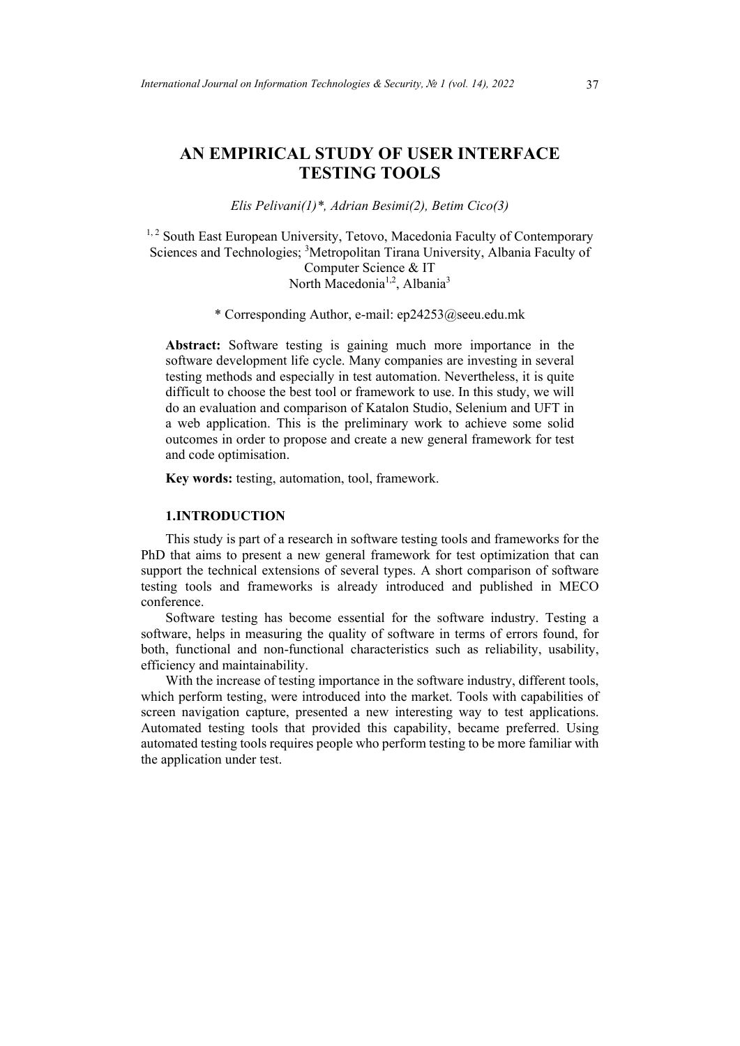# AN EMPIRICAL STUDY OF USER INTERFACE TESTING TOOLS

*Elis Pelivani(1)\*, Adrian Besimi(2), Betim Cico(3)*

[1, 2] South East European University, Tetovo, Macedonia Faculty of Contemporary Sciences and Technologies; [3]Metropolitan Tirana University, Albania Faculty of Computer Science & IT
North Macedonia[1,2], Albania[3]

\* Corresponding Author, e-mail: ep24253@seeu.edu.mk

**Abstract:** Software testing is gaining much more importance in the software development life cycle. Many companies are investing in several testing methods and especially in test automation. Nevertheless, it is quite difficult to choose the best tool or framework to use. In this study, we will do an evaluation and comparison of Katalon Studio, Selenium and UFT in a web application. This is the preliminary work to achieve some solid outcomes in order to propose and create a new general framework for test and code optimisation.

**Key words:** testing, automation, tool, framework.

## 1.INTRODUCTION

This study is part of a research in software testing tools and frameworks for the PhD that aims to present a new general framework for test optimization that can support the technical extensions of several types. A short comparison of software testing tools and frameworks is already introduced and published in MECO conference.

Software testing has become essential for the software industry. Testing a software, helps in measuring the quality of software in terms of errors found, for both, functional and non-functional characteristics such as reliability, usability, efficiency and maintainability.

With the increase of testing importance in the software industry, different tools, which perform testing, were introduced into the market. Tools with capabilities of screen navigation capture, presented a new interesting way to test applications. Automated testing tools that provided this capability, became preferred. Using automated testing tools requires people who perform testing to be more familiar with the application under test.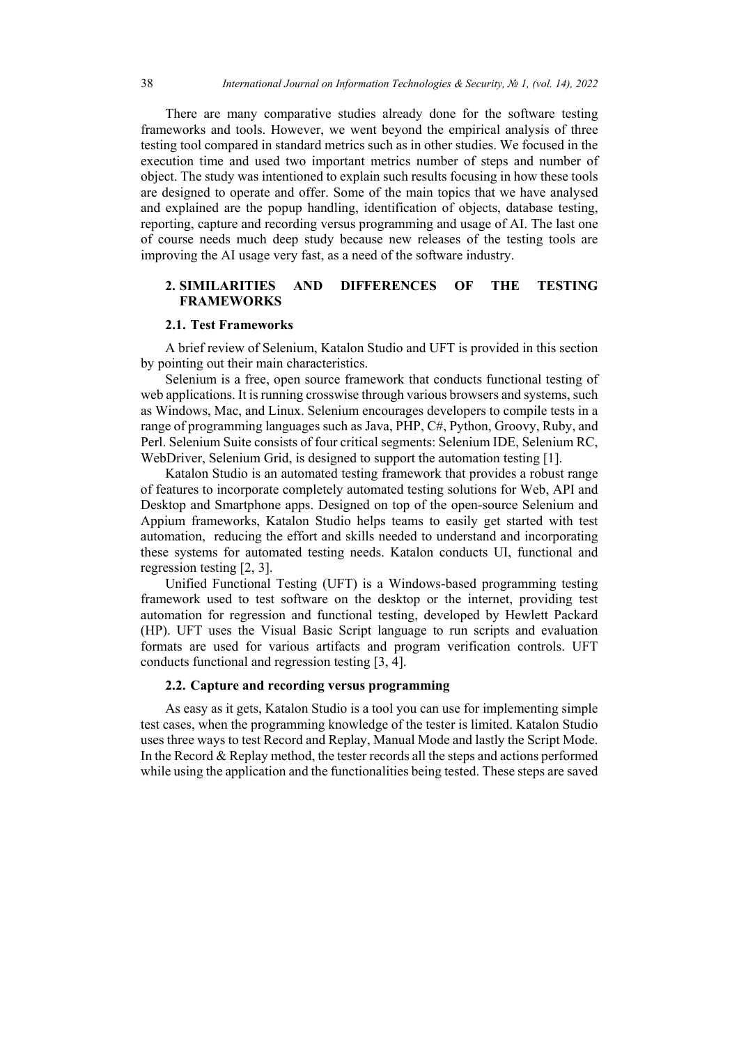There are many comparative studies already done for the software testing frameworks and tools. However, we went beyond the empirical analysis of three testing tool compared in standard metrics such as in other studies. We focused in the execution time and used two important metrics number of steps and number of object. The study was intentioned to explain such results focusing in how these tools are designed to operate and offer. Some of the main topics that we have analysed and explained are the popup handling, identification of objects, database testing, reporting, capture and recording versus programming and usage of AI. The last one of course needs much deep study because new releases of the testing tools are improving the AI usage very fast, as a need of the software industry.

## 2. SIMILARITIES AND DIFFERENCES OF THE TESTING FRAMEWORKS

### 2.1. Test Frameworks

A brief review of Selenium, Katalon Studio and UFT is provided in this section by pointing out their main characteristics.

Selenium is a free, open source framework that conducts functional testing of web applications. It is running crosswise through various browsers and systems, such as Windows, Mac, and Linux. Selenium encourages developers to compile tests in a range of programming languages such as Java, PHP, C#, Python, Groovy, Ruby, and Perl. Selenium Suite consists of four critical segments: Selenium IDE, Selenium RC, WebDriver, Selenium Grid, is designed to support the automation testing [1].

Katalon Studio is an automated testing framework that provides a robust range of features to incorporate completely automated testing solutions for Web, API and Desktop and Smartphone apps. Designed on top of the open-source Selenium and Appium frameworks, Katalon Studio helps teams to easily get started with test automation, reducing the effort and skills needed to understand and incorporating these systems for automated testing needs. Katalon conducts UI, functional and regression testing [2, 3].

Unified Functional Testing (UFT) is a Windows-based programming testing framework used to test software on the desktop or the internet, providing test automation for regression and functional testing, developed by Hewlett Packard (HP). UFT uses the Visual Basic Script language to run scripts and evaluation formats are used for various artifacts and program verification controls. UFT conducts functional and regression testing [3, 4].

### 2.2. Capture and recording versus programming

As easy as it gets, Katalon Studio is a tool you can use for implementing simple test cases, when the programming knowledge of the tester is limited. Katalon Studio uses three ways to test Record and Replay, Manual Mode and lastly the Script Mode. In the Record & Replay method, the tester records all the steps and actions performed while using the application and the functionalities being tested. These steps are saved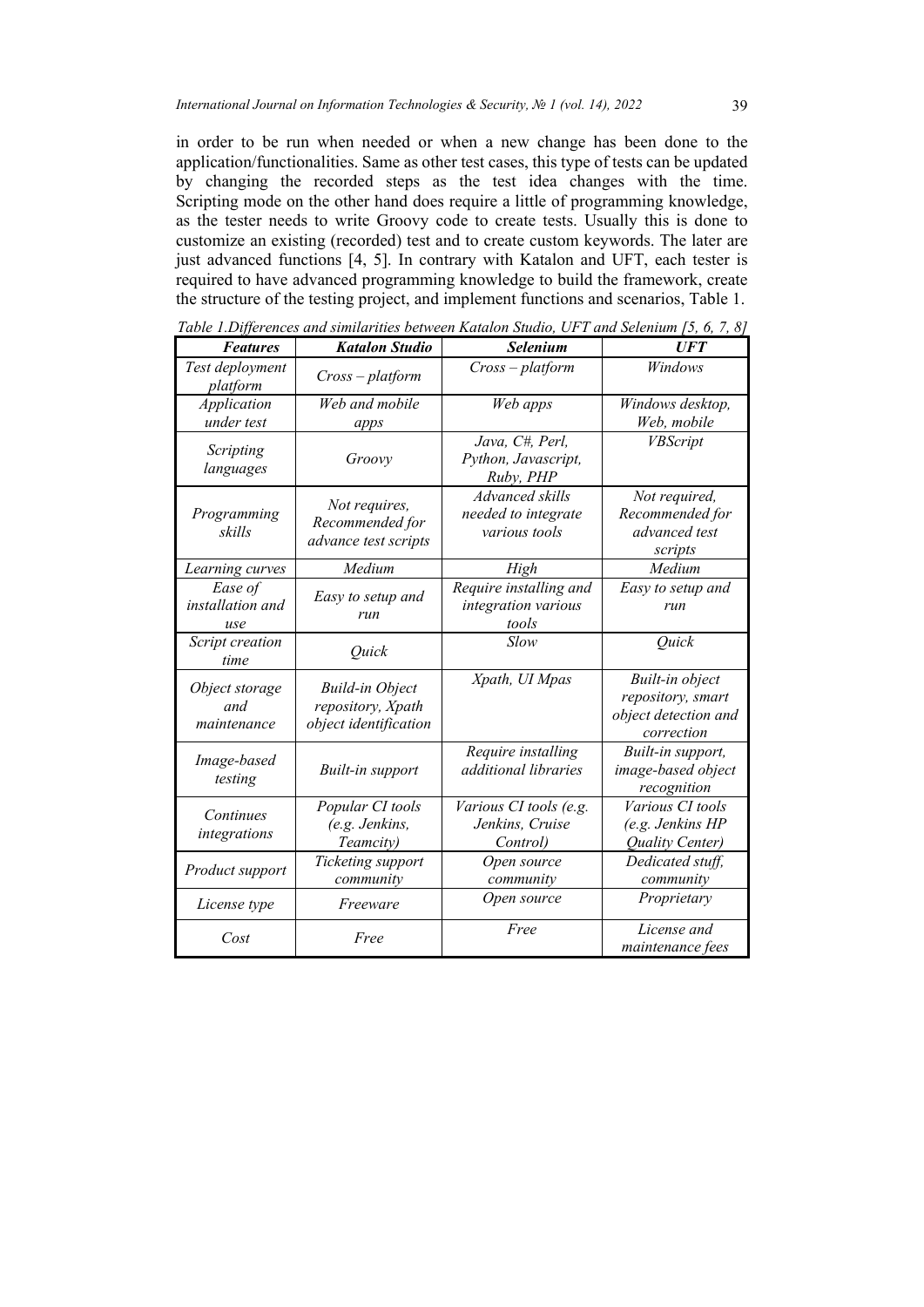in order to be run when needed or when a new change has been done to the application/functionalities. Same as other test cases, this type of tests can be updated by changing the recorded steps as the test idea changes with the time. Scripting mode on the other hand does require a little of programming knowledge, as the tester needs to write Groovy code to create tests. Usually this is done to customize an existing (recorded) test and to create custom keywords. The later are just advanced functions [4, 5]. In contrary with Katalon and UFT, each tester is required to have advanced programming knowledge to build the framework, create the structure of the testing project, and implement functions and scenarios, Table 1.

*Table 1.Differences and similarities between Katalon Studio, UFT and Selenium [5, 6, 7, 8]*

| ***Features*** | ***Katalon Studio*** | ***Selenium*** | ***UFT*** |
|---|---|---|---|
| *Test deployment platform* | *Cross – platform* | *Cross – platform* | *Windows* |
| *Application under test* | *Web and mobile apps* | *Web apps* | *Windows desktop, Web, mobile* |
| *Scripting languages* | *Groovy* | *Java, C#, Perl, Python, Javascript, Ruby, PHP* | *VBScript* |
| *Programming skills* | *Not requires, Recommended for advance test scripts* | *Advanced skills needed to integrate various tools* | *Not required, Recommended for advanced test scripts* |
| *Learning curves* | *Medium* | *High* | *Medium* |
| *Ease of installation and use* | *Easy to setup and run* | *Require installing and integration various tools* | *Easy to setup and run* |
| *Script creation time* | *Quick* | *Slow* | *Quick* |
| *Object storage and maintenance* | *Build-in Object repository, Xpath object identification* | *Xpath, UI Mpas* | *Built-in object repository, smart object detection and correction* |
| *Image-based testing* | *Built-in support* | *Require installing additional libraries* | *Built-in support, image-based object recognition* |
| *Continues integrations* | *Popular CI tools (e.g. Jenkins, Teamcity)* | *Various CI tools (e.g. Jenkins, Cruise Control)* | *Various CI tools (e.g. Jenkins HP Quality Center)* |
| *Product support* | *Ticketing support community* | *Open source community* | *Dedicated stuff, community* |
| *License type* | *Freeware* | *Open source* | *Proprietary* |
| *Cost* | *Free* | *Free* | *License and maintenance fees* |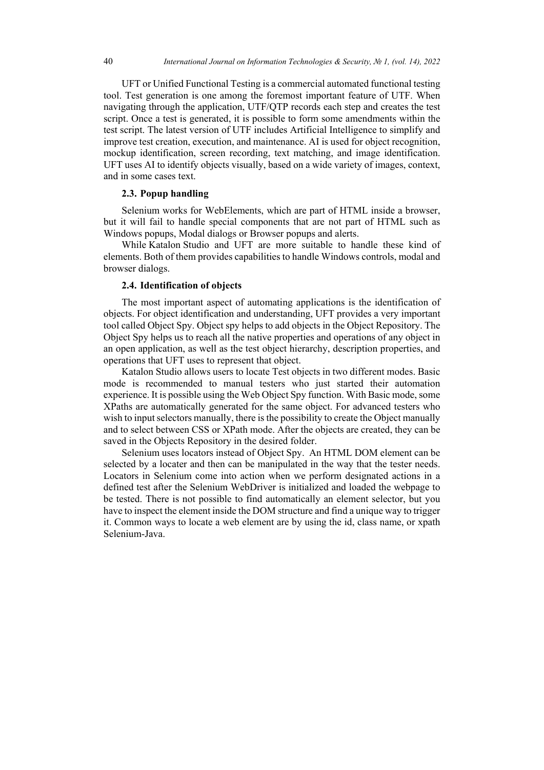UFT or Unified Functional Testing is a commercial automated functional testing tool. Test generation is one among the foremost important feature of UTF. When navigating through the application, UTF/QTP records each step and creates the test script. Once a test is generated, it is possible to form some amendments within the test script. The latest version of UTF includes Artificial Intelligence to simplify and improve test creation, execution, and maintenance. AI is used for object recognition, mockup identification, screen recording, text matching, and image identification. UFT uses AI to identify objects visually, based on a wide variety of images, context, and in some cases text.

### 2.3. Popup handling

Selenium works for WebElements, which are part of HTML inside a browser, but it will fail to handle special components that are not part of HTML such as Windows popups, Modal dialogs or Browser popups and alerts.

While Katalon Studio and UFT are more suitable to handle these kind of elements. Both of them provides capabilities to handle Windows controls, modal and browser dialogs.

### 2.4. Identification of objects

The most important aspect of automating applications is the identification of objects. For object identification and understanding, UFT provides a very important tool called Object Spy. Object spy helps to add objects in the Object Repository. The Object Spy helps us to reach all the native properties and operations of any object in an open application, as well as the test object hierarchy, description properties, and operations that UFT uses to represent that object.

Katalon Studio allows users to locate Test objects in two different modes. Basic mode is recommended to manual testers who just started their automation experience. It is possible using the Web Object Spy function. With Basic mode, some XPaths are automatically generated for the same object. For advanced testers who wish to input selectors manually, there is the possibility to create the Object manually and to select between CSS or XPath mode. After the objects are created, they can be saved in the Objects Repository in the desired folder.

Selenium uses locators instead of Object Spy. An HTML DOM element can be selected by a locater and then can be manipulated in the way that the tester needs. Locators in Selenium come into action when we perform designated actions in a defined test after the Selenium WebDriver is initialized and loaded the webpage to be tested. There is not possible to find automatically an element selector, but you have to inspect the element inside the DOM structure and find a unique way to trigger it. Common ways to locate a web element are by using the id, class name, or xpath Selenium-Java.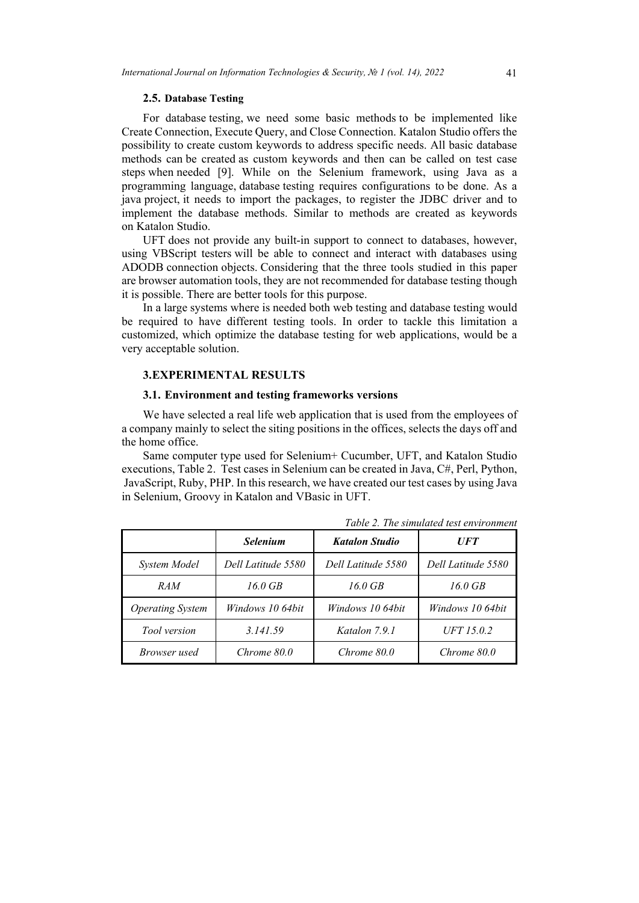### 2.5. Database Testing

For database testing, we need some basic methods to be implemented like Create Connection, Execute Query, and Close Connection. Katalon Studio offers the possibility to create custom keywords to address specific needs. All basic database methods can be created as custom keywords and then can be called on test case steps when needed [9]. While on the Selenium framework, using Java as a programming language, database testing requires configurations to be done. As a java project, it needs to import the packages, to register the JDBC driver and to implement the database methods. Similar to methods are created as keywords on Katalon Studio.

UFT does not provide any built-in support to connect to databases, however, using VBScript testers will be able to connect and interact with databases using ADODB connection objects. Considering that the three tools studied in this paper are browser automation tools, they are not recommended for database testing though it is possible. There are better tools for this purpose.

In a large systems where is needed both web testing and database testing would be required to have different testing tools. In order to tackle this limitation a customized, which optimize the database testing for web applications, would be a very acceptable solution.

## 3.EXPERIMENTAL RESULTS

### 3.1. Environment and testing frameworks versions

We have selected a real life web application that is used from the employees of a company mainly to select the siting positions in the offices, selects the days off and the home office.

Same computer type used for Selenium+ Cucumber, UFT, and Katalon Studio executions, Table 2. Test cases in Selenium can be created in Java, C#, Perl, Python, JavaScript, Ruby, PHP. In this research, we have created our test cases by using Java in Selenium, Groovy in Katalon and VBasic in UFT.

*Table 2. The simulated test environment*

| | ***Selenium*** | ***Katalon Studio*** | ***UFT*** |
|---|---|---|---|
| *System Model* | *Dell Latitude 5580* | *Dell Latitude 5580* | *Dell Latitude 5580* |
| *RAM* | *16.0 GB* | *16.0 GB* | *16.0 GB* |
| *Operating System* | *Windows 10 64bit* | *Windows 10 64bit* | *Windows 10 64bit* |
| *Tool version* | *3.141.59* | *Katalon 7.9.1* | *UFT 15.0.2* |
| *Browser used* | *Chrome 80.0* | *Chrome 80.0* | *Chrome 80.0* |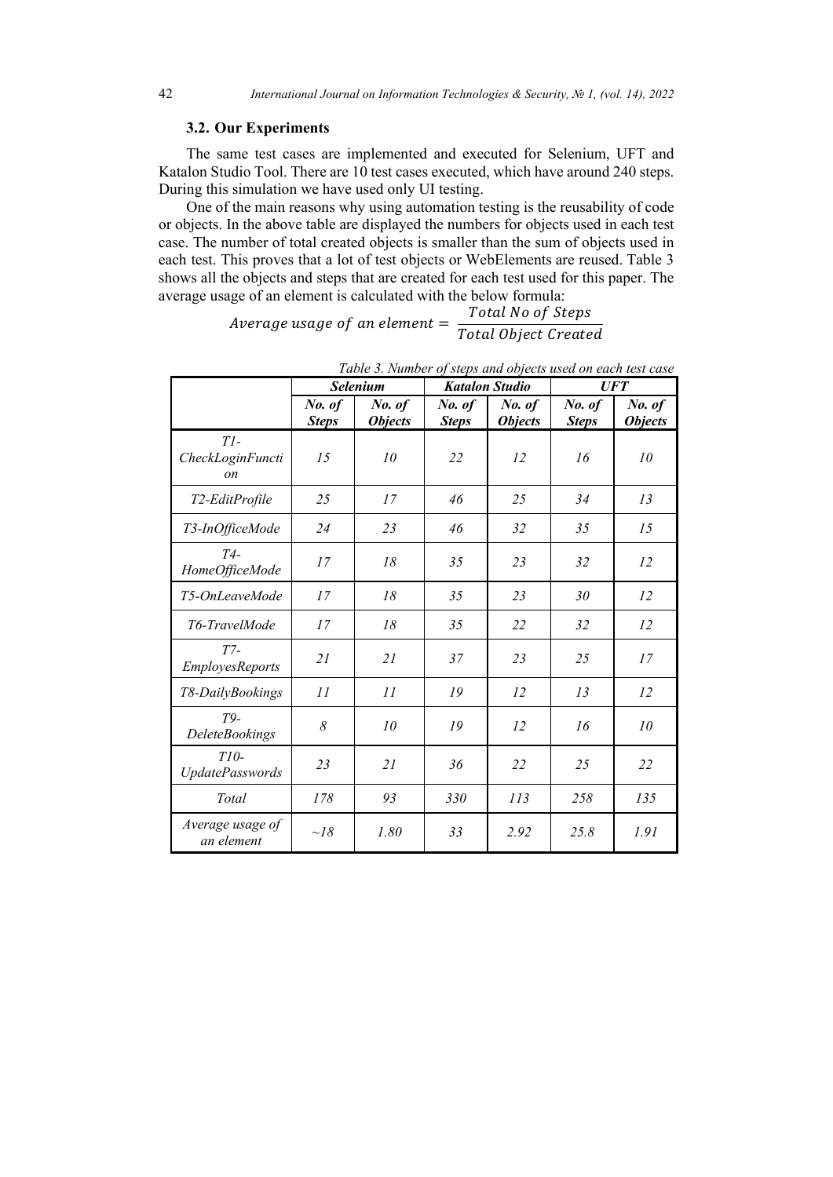### 3.2. Our Experiments

The same test cases are implemented and executed for Selenium, UFT and Katalon Studio Tool. There are 10 test cases executed, which have around 240 steps. During this simulation we have used only UI testing.

One of the main reasons why using automation testing is the reusability of code or objects. In the above table are displayed the numbers for objects used in each test case. The number of total created objects is smaller than the sum of objects used in each test. This proves that a lot of test objects or WebElements are reused. Table 3 shows all the objects and steps that are created for each test used for this paper. The average usage of an element is calculated with the below formula:

$$Average\ usage\ of\ an\ element = \frac{Total\ No\ of\ Steps}{Total\ Object\ Created}$$

*Table 3. Number of steps and objects used on each test case*

| | ***Selenium*** | | ***Katalon Studio*** | | ***UFT*** | |
|---|---|---|---|---|---|---|
| | ***No. of Steps*** | ***No. of Objects*** | ***No. of Steps*** | ***No. of Objects*** | ***No. of Steps*** | ***No. of Objects*** |
| *T1-CheckLoginFunction* | *15* | *10* | *22* | *12* | *16* | *10* |
| *T2-EditProfile* | *25* | *17* | *46* | *25* | *34* | *13* |
| *T3-InOfficeMode* | *24* | *23* | *46* | *32* | *35* | *15* |
| *T4-HomeOfficeMode* | *17* | *18* | *35* | *23* | *32* | *12* |
| *T5-OnLeaveMode* | *17* | *18* | *35* | *23* | *30* | *12* |
| *T6-TravelMode* | *17* | *18* | *35* | *22* | *32* | *12* |
| *T7-EmployesReports* | *21* | *21* | *37* | *23* | *25* | *17* |
| *T8-DailyBookings* | *11* | *11* | *19* | *12* | *13* | *12* |
| *T9-DeleteBookings* | *8* | *10* | *19* | *12* | *16* | *10* |
| *T10-UpdatePasswords* | *23* | *21* | *36* | *22* | *25* | *22* |
| *Total* | *178* | *93* | *330* | *113* | *258* | *135* |
| *Average usage of an element* | *~18* | *1.80* | *33* | *2.92* | *25.8* | *1.91* |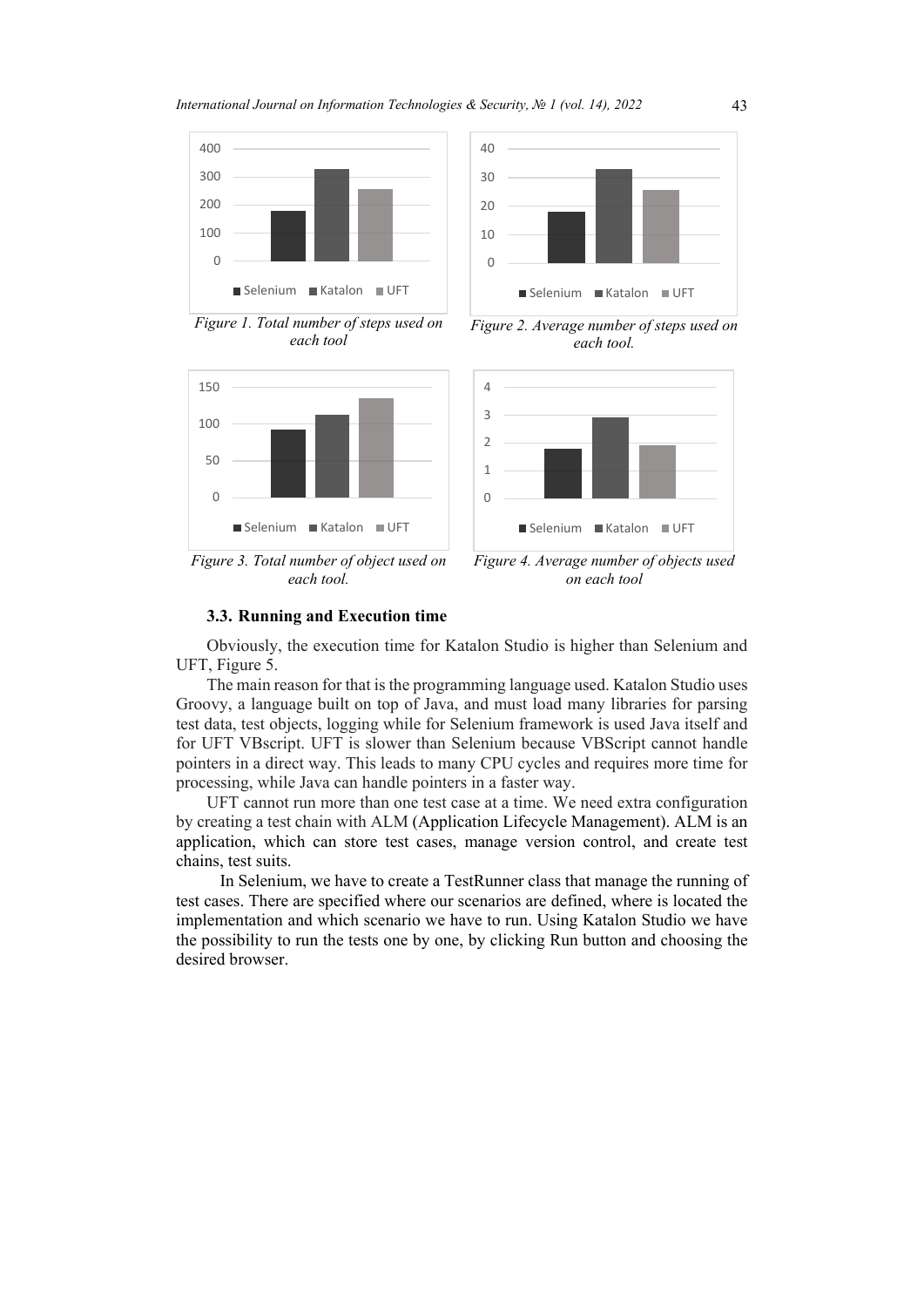Figure 1. Total number of steps used on each tool

Figure 2. Average number of steps used on each tool.

Figure 3. Total number of object used on each tool.

Figure 4. Average number of objects used on each tool

### 3.3. Running and Execution time

Obviously, the execution time for Katalon Studio is higher than Selenium and UFT, Figure 5.

The main reason for that is the programming language used. Katalon Studio uses Groovy, a language built on top of Java, and must load many libraries for parsing test data, test objects, logging while for Selenium framework is used Java itself and for UFT VBscript. UFT is slower than Selenium because VBScript cannot handle pointers in a direct way. This leads to many CPU cycles and requires more time for processing, while Java can handle pointers in a faster way.

UFT cannot run more than one test case at a time. We need extra configuration by creating a test chain with ALM (Application Lifecycle Management). ALM is an application, which can store test cases, manage version control, and create test chains, test suits.

In Selenium, we have to create a TestRunner class that manage the running of test cases. There are specified where our scenarios are defined, where is located the implementation and which scenario we have to run. Using Katalon Studio we have the possibility to run the tests one by one, by clicking Run button and choosing the desired browser.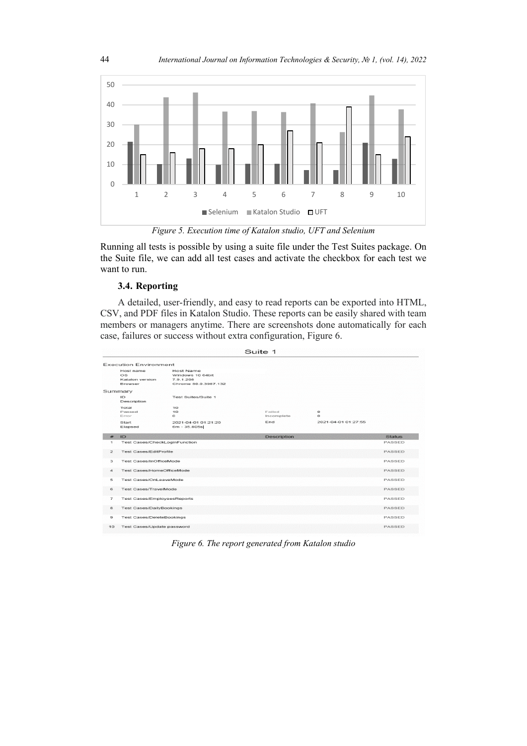*Figure 5. Execution time of Katalon studio, UFT and Selenium*

Running all tests is possible by using a suite file under the Test Suites package. On the Suite file, we can add all test cases and activate the checkbox for each test we want to run.

### 3.4. Reporting

A detailed, user-friendly, and easy to read reports can be exported into HTML, CSV, and PDF files in Katalon Studio. These reports can be easily shared with team members or managers anytime. There are screenshots done automatically for each case, failures or success without extra configuration, Figure 6.

*Figure 6. The report generated from Katalon studio*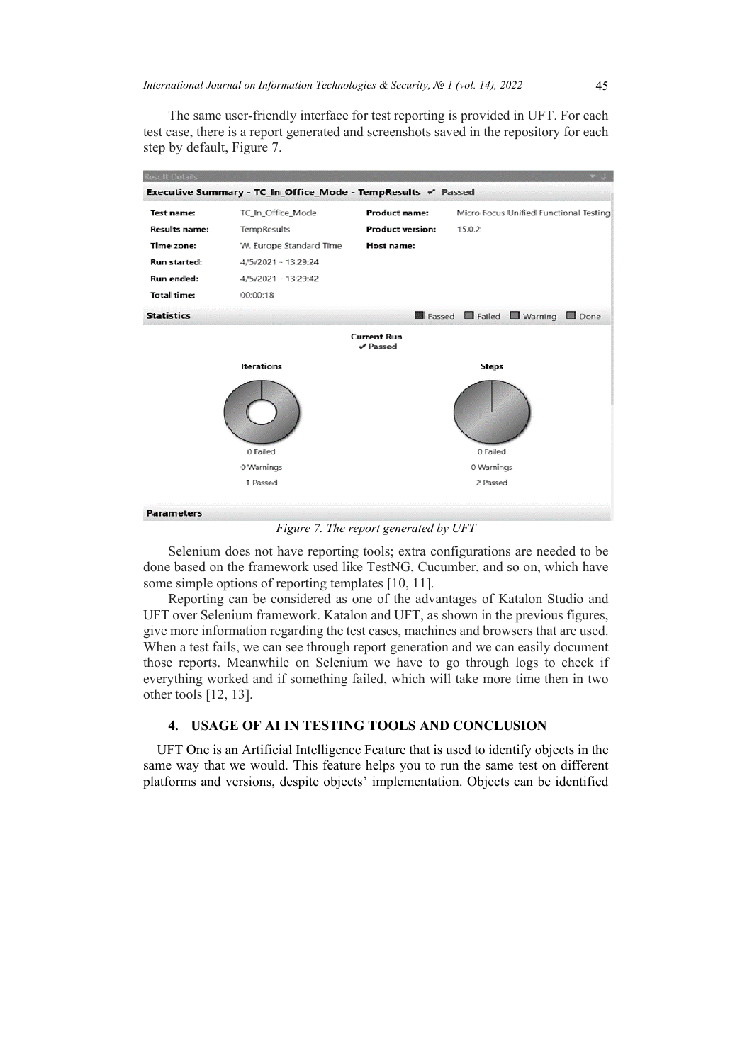The same user-friendly interface for test reporting is provided in UFT. For each test case, there is a report generated and screenshots saved in the repository for each step by default, Figure 7.

*Figure 7. The report generated by UFT*

Selenium does not have reporting tools; extra configurations are needed to be done based on the framework used like TestNG, Cucumber, and so on, which have some simple options of reporting templates [10, 11].

Reporting can be considered as one of the advantages of Katalon Studio and UFT over Selenium framework. Katalon and UFT, as shown in the previous figures, give more information regarding the test cases, machines and browsers that are used. When a test fails, we can see through report generation and we can easily document those reports. Meanwhile on Selenium we have to go through logs to check if everything worked and if something failed, which will take more time then in two other tools [12, 13].

## 4. USAGE OF AI IN TESTING TOOLS AND CONCLUSION

UFT One is an Artificial Intelligence Feature that is used to identify objects in the same way that we would. This feature helps you to run the same test on different platforms and versions, despite objects' implementation. Objects can be identified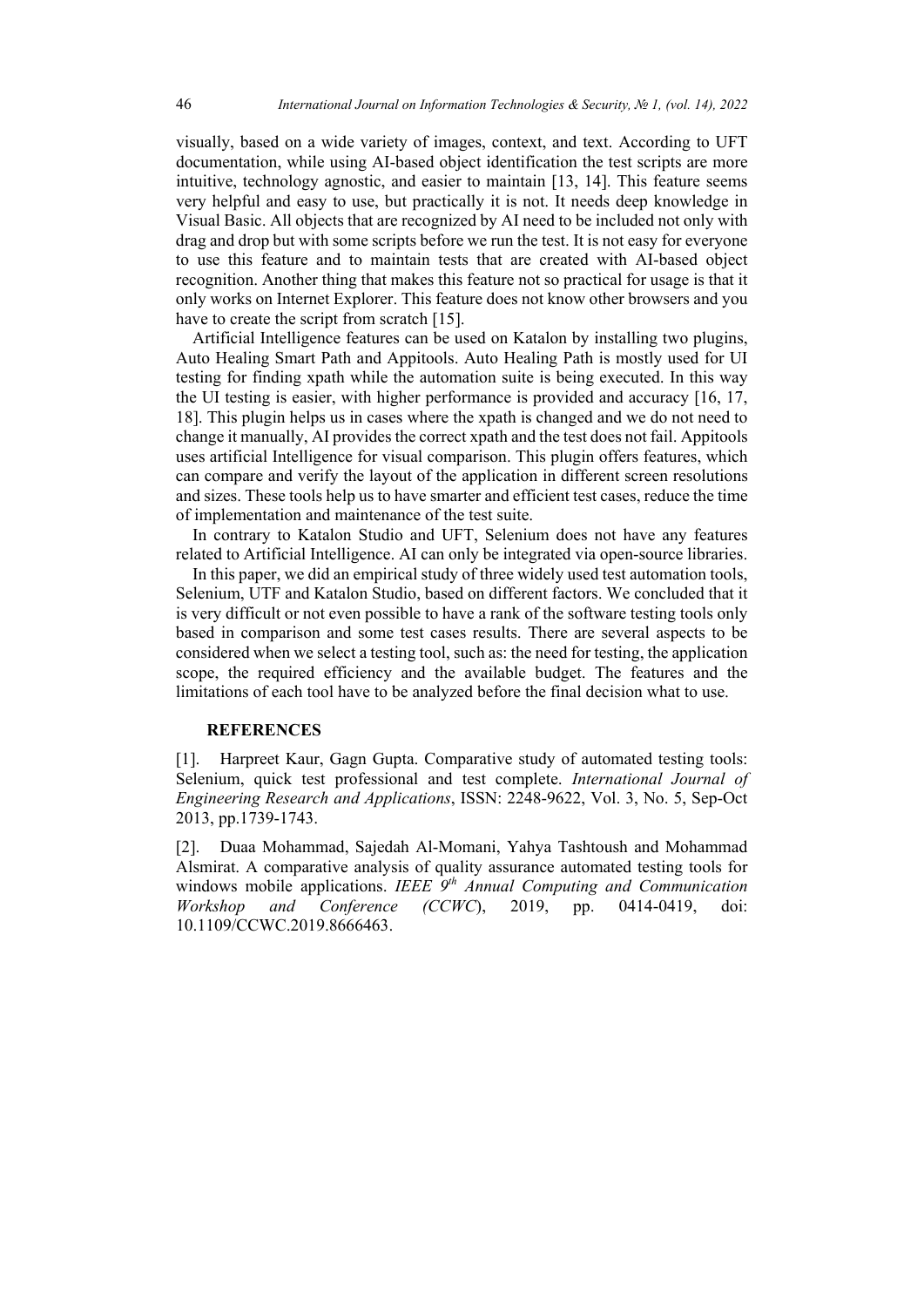visually, based on a wide variety of images, context, and text. According to UFT documentation, while using AI-based object identification the test scripts are more intuitive, technology agnostic, and easier to maintain [13, 14]. This feature seems very helpful and easy to use, but practically it is not. It needs deep knowledge in Visual Basic. All objects that are recognized by AI need to be included not only with drag and drop but with some scripts before we run the test. It is not easy for everyone to use this feature and to maintain tests that are created with AI-based object recognition. Another thing that makes this feature not so practical for usage is that it only works on Internet Explorer. This feature does not know other browsers and you have to create the script from scratch [15].

Artificial Intelligence features can be used on Katalon by installing two plugins, Auto Healing Smart Path and Appitools. Auto Healing Path is mostly used for UI testing for finding xpath while the automation suite is being executed. In this way the UI testing is easier, with higher performance is provided and accuracy [16, 17, 18]. This plugin helps us in cases where the xpath is changed and we do not need to change it manually, AI provides the correct xpath and the test does not fail. Appitools uses artificial Intelligence for visual comparison. This plugin offers features, which can compare and verify the layout of the application in different screen resolutions and sizes. These tools help us to have smarter and efficient test cases, reduce the time of implementation and maintenance of the test suite.

In contrary to Katalon Studio and UFT, Selenium does not have any features related to Artificial Intelligence. AI can only be integrated via open-source libraries.

In this paper, we did an empirical study of three widely used test automation tools, Selenium, UTF and Katalon Studio, based on different factors. We concluded that it is very difficult or not even possible to have a rank of the software testing tools only based in comparison and some test cases results. There are several aspects to be considered when we select a testing tool, such as: the need for testing, the application scope, the required efficiency and the available budget. The features and the limitations of each tool have to be analyzed before the final decision what to use.

## REFERENCES

[1]. Harpreet Kaur, Gagn Gupta. Comparative study of automated testing tools: Selenium, quick test professional and test complete. *International Journal of Engineering Research and Applications*, ISSN: 2248-9622, Vol. 3, No. 5, Sep-Oct 2013, pp.1739-1743.

[2]. Duaa Mohammad, Sajedah Al-Momani, Yahya Tashtoush and Mohammad Alsmirat. A comparative analysis of quality assurance automated testing tools for windows mobile applications. *IEEE 9th Annual Computing and Communication Workshop and Conference (CCWC*), 2019, pp. 0414-0419, doi: 10.1109/CCWC.2019.8666463.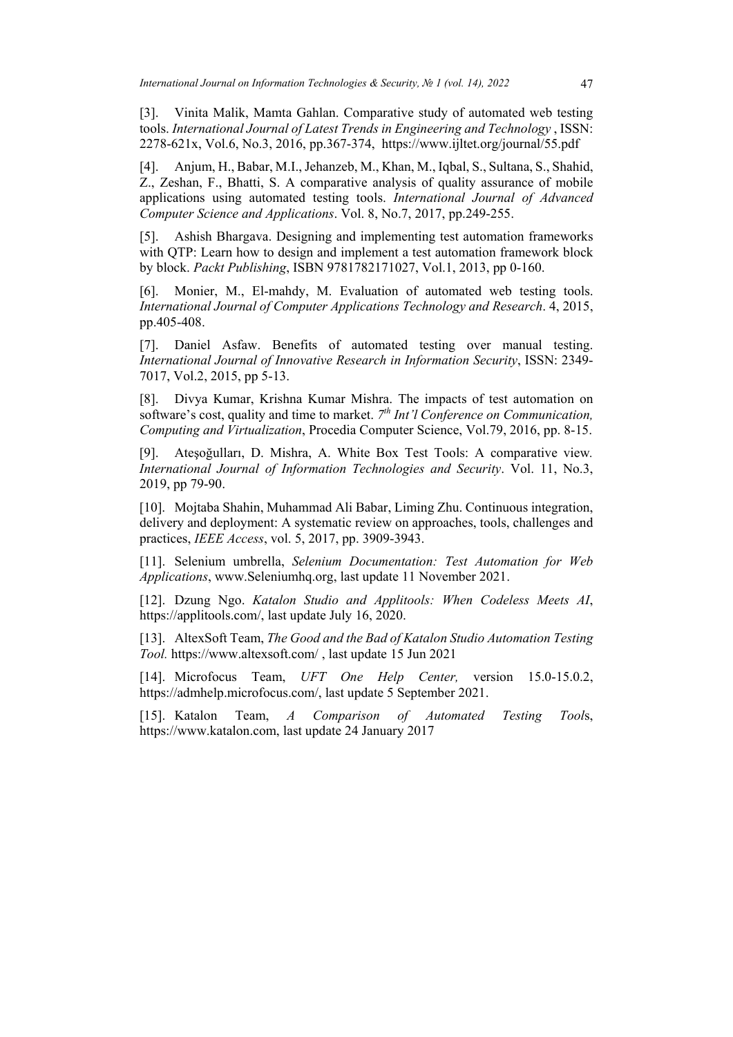[3]. Vinita Malik, Mamta Gahlan. Comparative study of automated web testing tools. *International Journal of Latest Trends in Engineering and Technology* , ISSN: 2278-621x, Vol.6, No.3, 2016, pp.367-374, https://www.ijltet.org/journal/55.pdf

[4]. Anjum, H., Babar, M.I., Jehanzeb, M., Khan, M., Iqbal, S., Sultana, S., Shahid, Z., Zeshan, F., Bhatti, S. A comparative analysis of quality assurance of mobile applications using automated testing tools. *International Journal of Advanced Computer Science and Applications*. Vol. 8, No.7, 2017, pp.249-255.

[5]. Ashish Bhargava. Designing and implementing test automation frameworks with QTP: Learn how to design and implement a test automation framework block by block. *Packt Publishing*, ISBN 9781782171027, Vol.1, 2013, pp 0-160.

[6]. Monier, M., El-mahdy, M. Evaluation of automated web testing tools. *International Journal of Computer Applications Technology and Research*. 4, 2015, pp.405-408.

[7]. Daniel Asfaw. Benefits of automated testing over manual testing. *International Journal of Innovative Research in Information Security*, ISSN: 2349-7017, Vol.2, 2015, pp 5-13.

[8]. Divya Kumar, Krishna Kumar Mishra. The impacts of test automation on software's cost, quality and time to market. *7th Int'l Conference on Communication, Computing and Virtualization*, Procedia Computer Science, Vol.79, 2016, pp. 8-15.

[9]. Ateşoğulları, D. Mishra, A. White Box Test Tools: A comparative view. *International Journal of Information Technologies and Security*. Vol. 11, No.3, 2019, pp 79-90.

[10]. Mojtaba Shahin, Muhammad Ali Babar, Liming Zhu. Continuous integration, delivery and deployment: A systematic review on approaches, tools, challenges and practices, *IEEE Access*, vol. 5, 2017, pp. 3909-3943.

[11]. Selenium umbrella, *Selenium Documentation: Test Automation for Web Applications*, www.Seleniumhq.org, last update 11 November 2021.

[12]. Dzung Ngo. *Katalon Studio and Applitools: When Codeless Meets AI*, https://applitools.com/, last update July 16, 2020.

[13]. AltexSoft Team, *The Good and the Bad of Katalon Studio Automation Testing Tool.* https://www.altexsoft.com/ , last update 15 Jun 2021

[14]. Microfocus Team, *UFT One Help Center,* version 15.0-15.0.2, https://admhelp.microfocus.com/, last update 5 September 2021.

[15]. Katalon Team, *A Comparison of Automated Testing Tools*, https://www.katalon.com, last update 24 January 2017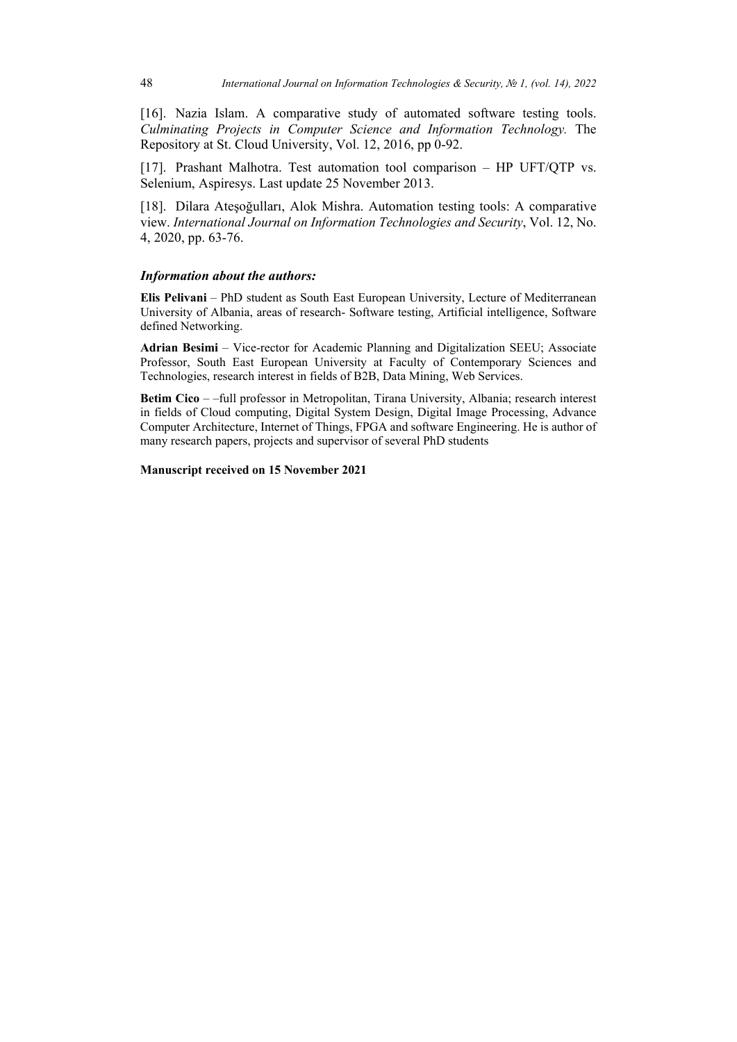[16]. Nazia Islam. A comparative study of automated software testing tools. *Culminating Projects in Computer Science and Information Technology.* The Repository at St. Cloud University, Vol. 12, 2016, pp 0-92.

[17]. Prashant Malhotra. Test automation tool comparison – HP UFT/QTP vs. Selenium, Aspiresys. Last update 25 November 2013.

[18]. Dilara Ateşoğulları, Alok Mishra. Automation testing tools: A comparative view. *International Journal on Information Technologies and Security*, Vol. 12, No. 4, 2020, pp. 63-76.

### *Information about the authors:*

**Elis Pelivani** – PhD student as South East European University, Lecture of Mediterranean University of Albania, areas of research- Software testing, Artificial intelligence, Software defined Networking.

**Adrian Besimi** – Vice-rector for Academic Planning and Digitalization SEEU; Associate Professor, South East European University at Faculty of Contemporary Sciences and Technologies, research interest in fields of B2B, Data Mining, Web Services.

**Betim Cico** – –full professor in Metropolitan, Tirana University, Albania; research interest in fields of Cloud computing, Digital System Design, Digital Image Processing, Advance Computer Architecture, Internet of Things, FPGA and software Engineering. He is author of many research papers, projects and supervisor of several PhD students

**Manuscript received on 15 November 2021**